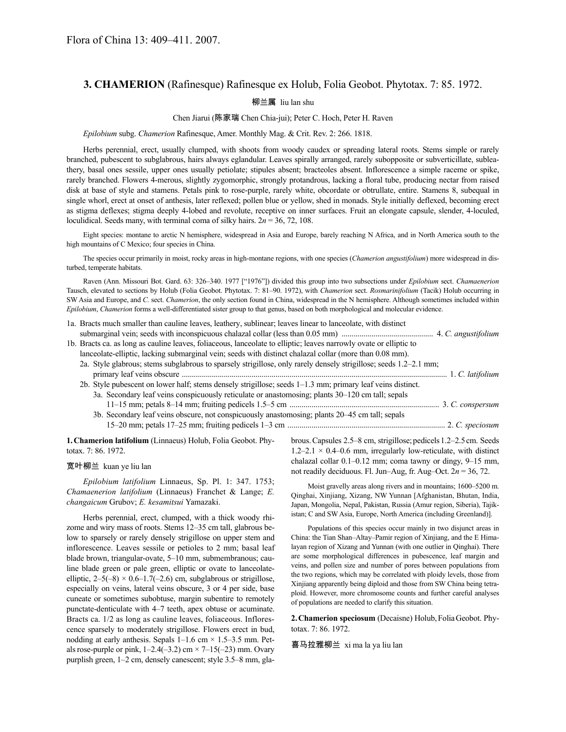Flora of China 13: 409–411. 2007.

## 3. CHAMERION (Rafinesque) Rafinesque ex Holub, Folia Geobot. Phytotax. 7: 85. 1972.

柳兰属 liu lan shu

Chen Jiarui (陈家瑞 Chen Chia-jui); Peter C. Hoch, Peter H. Raven

*Epilobium* subg. *Chamerion* Rafinesque, Amer. Monthly Mag. & Crit. Rev. 2: 266. 1818.

Herbs perennial, erect, usually clumped, with shoots from woody caudex or spreading lateral roots. Stems simple or rarely branched, pubescent to subglabrous, hairs always eglandular. Leaves spirally arranged, rarely subopposite or subverticillate, subleathery, basal ones sessile, upper ones usually petiolate; stipules absent; bracteoles absent. Inflorescence a simple raceme or spike, rarely branched. Flowers 4-merous, slightly zygomorphic, strongly protandrous, lacking a floral tube, producing nectar from raised disk at base of style and stamens. Petals pink to rose-purple, rarely white, obcordate or obtrullate, entire. Stamens 8, subequal in single whorl, erect at onset of anthesis, later reflexed; pollen blue or yellow, shed in monads. Style initially deflexed, becoming erect as stigma deflexes; stigma deeply 4-lobed and revolute, receptive on inner surfaces. Fruit an elongate capsule, slender, 4-loculed, loculicidal. Seeds many, with terminal coma of silky hairs. $2n$ = 36, 72, 108.

Eight species: montane to arctic N hemisphere, widespread in Asia and Europe, barely reaching N Africa, and in North America south to the high mountains of C Mexico; four species in China.

The species occur primarily in moist, rocky areas in high-montane regions, with one species (*Chamerion angustifolium*) more widespread in disturbed, temperate habitats.

Raven (Ann. Missouri Bot. Gard. 63: 326–340. 1977 ["1976"]) divided this group into two subsections under *Epilobium* sect. *Chamaenerion* Tausch, elevated to sections by Holub (Folia Geobot. Phytotax. 7: 81–90. 1972), with *Chamerion* sect. *Rosmarinifolium* (Tacik) Holub occurring in SW Asia and Europe, and *C.* sect. *Chamerion*, the only section found in China, widespread in the N hemisphere. Although sometimes included within *Epilobium*, *Chamerion* forms a well-differentiated sister group to that genus, based on both morphological and molecular evidence.

1a. Bracts much smaller than cauline leaves, leathery, sublinear; leaves linear to lanceolate, with distinct submarginal vein; seeds with inconspicuous chalazal collar (less than 0.05 mm) .............................................. 4. *C. angustifolium*
1b. Bracts ca. as long as cauline leaves, foliaceous, lanceolate to elliptic; leaves narrowly ovate or elliptic to lanceolate-elliptic, lacking submarginal vein; seeds with distinct chalazal collar (more than 0.08 mm).
  2a. Style glabrous; stems subglabrous to sparsely strigillose, only rarely densely strigillose; seeds 1.2–2.1 mm; primary leaf veins obscure .................................................................................................................................... 1. *C. latifolium*
  2b. Style pubescent on lower half; stems densely strigillose; seeds 1–1.3 mm; primary leaf veins distinct.
    3a. Secondary leaf veins conspicuously reticulate or anastomosing; plants 30–120 cm tall; sepals 11–15 mm; petals 8–14 mm; fruiting pedicels 1.5–5 cm ........................................................................... 3. *C. conspersum*
    3b. Secondary leaf veins obscure, not conspicuously anastomosing; plants 20–45 cm tall; sepals 15–20 mm; petals 17–25 mm; fruiting pedicels 1–3 cm ............................................................................... 2. *C. speciosum*

**1. Chamerion latifolium** (Linnaeus) Holub, Folia Geobot. Phytotax. 7: 86. 1972.

宽叶柳兰 kuan ye liu lan

*Epilobium latifolium* Linnaeus, Sp. Pl. 1: 347. 1753; *Chamaenerion latifolium* (Linnaeus) Franchet & Lange; *E. changaicum* Grubov; *E. kesamitsui* Yamazaki.

Herbs perennial, erect, clumped, with a thick woody rhizome and wiry mass of roots. Stems 12–35 cm tall, glabrous below to sparsely or rarely densely strigillose on upper stem and inflorescence. Leaves sessile or petioles to 2 mm; basal leaf blade brown, triangular-ovate, 5–10 mm, submembranous; cauline blade green or pale green, elliptic or ovate to lanceolate-elliptic, 2–5(–8) × 0.6–1.7(–2.6) cm, subglabrous or strigillose, especially on veins, lateral veins obscure, 3 or 4 per side, base cuneate or sometimes subobtuse, margin subentire to remotely punctate-denticulate with 4–7 teeth, apex obtuse or acuminate. Bracts ca. 1/2 as long as cauline leaves, foliaceous. Inflorescence sparsely to moderately strigillose. Flowers erect in bud, nodding at early anthesis. Sepals 1–1.6 cm × 1.5–3.5 mm. Petals rose-purple or pink, 1–2.4(–3.2) cm × 7–15(–23) mm. Ovary purplish green, 1–2 cm, densely canescent; style 3.5–8 mm, glabrous. Capsules 2.5–8 cm, strigillose; pedicels 1.2–2.5 cm. Seeds 1.2–2.1 × 0.4–0.6 mm, irregularly low-reticulate, with distinct chalazal collar 0.1–0.12 mm; coma tawny or dingy, 9–15 mm, not readily deciduous. Fl. Jun–Aug, fr. Aug–Oct. $2n$ = 36, 72.

Moist gravelly areas along rivers and in mountains; 1600–5200 m. Qinghai, Xinjiang, Xizang, NW Yunnan [Afghanistan, Bhutan, India, Japan, Mongolia, Nepal, Pakistan, Russia (Amur region, Siberia), Tajikistan; C and SW Asia, Europe, North America (including Greenland)].

Populations of this species occur mainly in two disjunct areas in China: the Tian Shan–Altay–Pamir region of Xinjiang, and the E Himalayan region of Xizang and Yunnan (with one outlier in Qinghai). There are some morphological differences in pubescence, leaf margin and veins, and pollen size and number of pores between populations from the two regions, which may be correlated with ploidy levels, those from Xinjiang apparently being diploid and those from SW China being tetraploid. However, more chromosome counts and further careful analyses of populations are needed to clarify this situation.

**2. Chamerion speciosum** (Decaisne) Holub, Folia Geobot. Phytotax. 7: 86. 1972.

喜马拉雅柳兰 xi ma la ya liu lan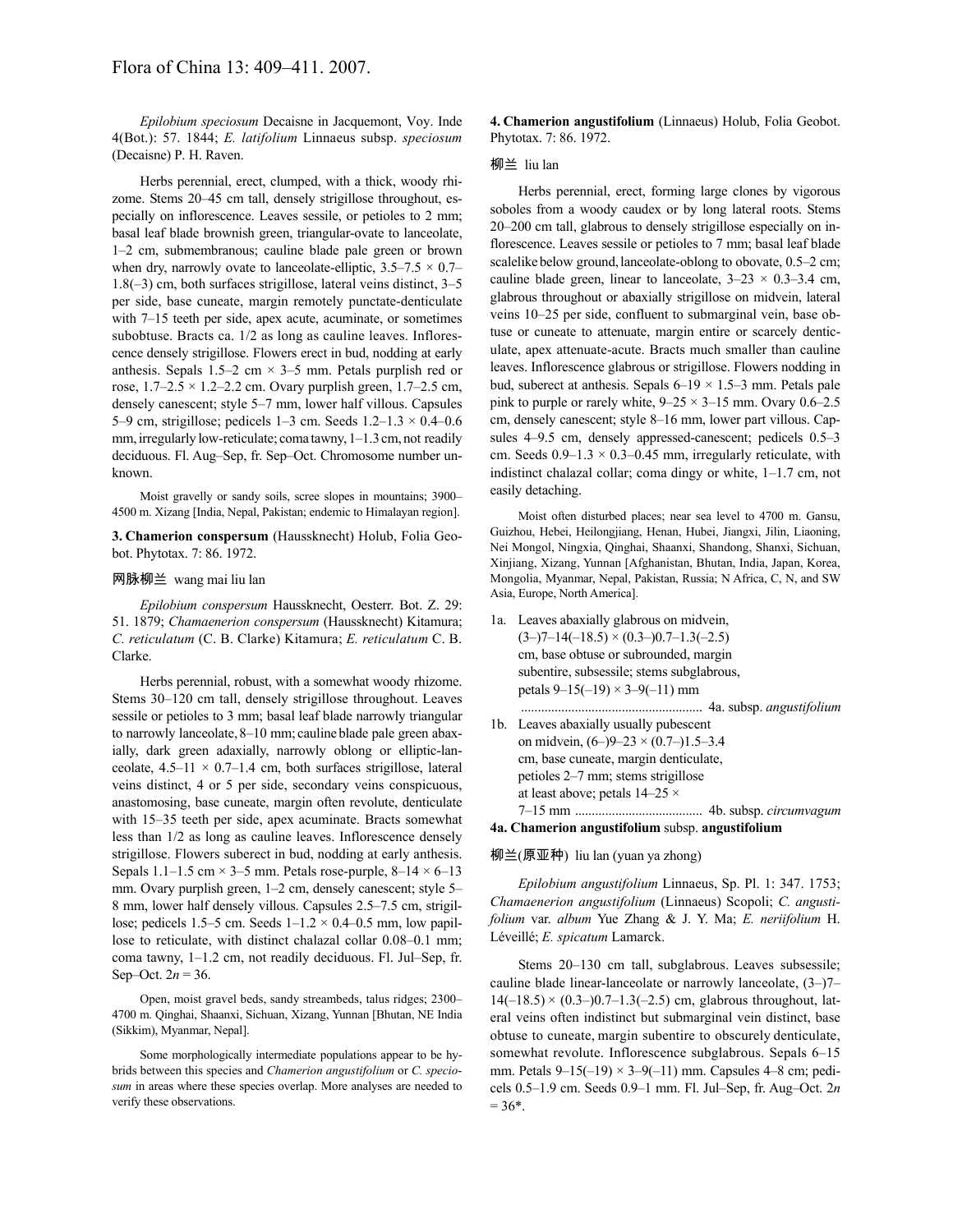*Epilobium speciosum* Decaisne in Jacquemont, Voy. Inde 4(Bot.): 57. 1844; *E. latifolium* Linnaeus subsp. *speciosum* (Decaisne) P. H. Raven.

Herbs perennial, erect, clumped, with a thick, woody rhizome. Stems 20–45 cm tall, densely strigillose throughout, especially on inflorescence. Leaves sessile, or petioles to 2 mm; basal leaf blade brownish green, triangular-ovate to lanceolate, 1–2 cm, submembranous; cauline blade pale green or brown when dry, narrowly ovate to lanceolate-elliptic, 3.5–7.5 × 0.7–1.8(–3) cm, both surfaces strigillose, lateral veins distinct, 3–5 per side, base cuneate, margin remotely punctate-denticulate with 7–15 teeth per side, apex acute, acuminate, or sometimes subobtuse. Bracts ca. 1/2 as long as cauline leaves. Inflorescence densely strigillose. Flowers erect in bud, nodding at early anthesis. Sepals 1.5–2 cm × 3–5 mm. Petals purplish red or rose, 1.7–2.5 × 1.2–2.2 cm. Ovary purplish green, 1.7–2.5 cm, densely canescent; style 5–7 mm, lower half villous. Capsules 5–9 cm, strigillose; pedicels 1–3 cm. Seeds 1.2–1.3 × 0.4–0.6 mm, irregularly low-reticulate; coma tawny, 1–1.3 cm, not readily deciduous. Fl. Aug–Sep, fr. Sep–Oct. Chromosome number unknown.

Moist gravelly or sandy soils, scree slopes in mountains; 3900–4500 m. Xizang [India, Nepal, Pakistan; endemic to Himalayan region].

**3. Chamerion conspersum** (Haussknecht) Holub, Folia Geobot. Phytotax. 7: 86. 1972.

网脉柳兰 wang mai liu lan

*Epilobium conspersum* Haussknecht, Oesterr. Bot. Z. 29: 51. 1879; *Chamaenerion conspersum* (Haussknecht) Kitamura; *C. reticulatum* (C. B. Clarke) Kitamura; *E. reticulatum* C. B. Clarke.

Herbs perennial, robust, with a somewhat woody rhizome. Stems 30–120 cm tall, densely strigillose throughout. Leaves sessile or petioles to 3 mm; basal leaf blade narrowly triangular to narrowly lanceolate, 8–10 mm; cauline blade pale green abaxially, dark green adaxially, narrowly oblong or elliptic-lanceolate, 4.5–11 × 0.7–1.4 cm, both surfaces strigillose, lateral veins distinct, 4 or 5 per side, secondary veins conspicuous, anastomosing, base cuneate, margin often revolute, denticulate with 15–35 teeth per side, apex acuminate. Bracts somewhat less than 1/2 as long as cauline leaves. Inflorescence densely strigillose. Flowers suberect in bud, nodding at early anthesis. Sepals 1.1–1.5 cm × 3–5 mm. Petals rose-purple, 8–14 × 6–13 mm. Ovary purplish green, 1–2 cm, densely canescent; style 5–8 mm, lower half densely villous. Capsules 2.5–7.5 cm, strigillose; pedicels 1.5–5 cm. Seeds 1–1.2 × 0.4–0.5 mm, low papillose to reticulate, with distinct chalazal collar 0.08–0.1 mm; coma tawny, 1–1.2 cm, not readily deciduous. Fl. Jul–Sep, fr. Sep–Oct. $2n = 36$.

Open, moist gravel beds, sandy streambeds, talus ridges; 2300–4700 m. Qinghai, Shaanxi, Sichuan, Xizang, Yunnan [Bhutan, NE India (Sikkim), Myanmar, Nepal].

Some morphologically intermediate populations appear to be hybrids between this species and *Chamerion angustifolium* or *C. speciosum* in areas where these species overlap. More analyses are needed to verify these observations.

**4. Chamerion angustifolium** (Linnaeus) Holub, Folia Geobot. Phytotax. 7: 86. 1972.

柳兰 liu lan

Herbs perennial, erect, forming large clones by vigorous soboles from a woody caudex or by long lateral roots. Stems 20–200 cm tall, glabrous to densely strigillose especially on inflorescence. Leaves sessile or petioles to 7 mm; basal leaf blade scalelike below ground, lanceolate-oblong to obovate, 0.5–2 cm; cauline blade green, linear to lanceolate, 3–23 × 0.3–3.4 cm, glabrous throughout or abaxially strigillose on midvein, lateral veins 10–25 per side, confluent to submarginal vein, base obtuse or cuneate to attenuate, margin entire or scarcely denticulate, apex attenuate-acute. Bracts much smaller than cauline leaves. Inflorescence glabrous or strigillose. Flowers nodding in bud, suberect at anthesis. Sepals 6–19 × 1.5–3 mm. Petals pale pink to purple or rarely white, 9–25 × 3–15 mm. Ovary 0.6–2.5 cm, densely canescent; style 8–16 mm, lower part villous. Capsules 4–9.5 cm, densely appressed-canescent; pedicels 0.5–3 cm. Seeds 0.9–1.3 × 0.3–0.45 mm, irregularly reticulate, with indistinct chalazal collar; coma dingy or white, 1–1.7 cm, not easily detaching.

Moist often disturbed places; near sea level to 4700 m. Gansu, Guizhou, Hebei, Heilongjiang, Henan, Hubei, Jiangxi, Jilin, Liaoning, Nei Mongol, Ningxia, Qinghai, Shaanxi, Shandong, Shanxi, Sichuan, Xinjiang, Xizang, Yunnan [Afghanistan, Bhutan, India, Japan, Korea, Mongolia, Myanmar, Nepal, Pakistan, Russia; N Africa, C, N, and SW Asia, Europe, North America].

1a. Leaves abaxially glabrous on midvein, (3–)7–14(–18.5) × (0.3–)0.7–1.3(–2.5) cm, base obtuse or subrounded, margin subentire, subsessile; stems subglabrous, petals 9–15(–19) × 3–9(–11) mm ..................................................... 4a. subsp. *angustifolium*

1b. Leaves abaxially usually pubescent on midvein, (6–)9–23 × (0.7–)1.5–3.4 cm, base cuneate, margin denticulate, petioles 2–7 mm; stems strigillose at least above; petals 14–25 × 7–15 mm ...................................... 4b. subsp. *circumvagum*

**4a. Chamerion angustifolium** subsp. **angustifolium**

柳兰(原亚种) liu lan (yuan ya zhong)

*Epilobium angustifolium* Linnaeus, Sp. Pl. 1: 347. 1753; *Chamaenerion angustifolium* (Linnaeus) Scopoli; *C. angustifolium* var. *album* Yue Zhang & J. Y. Ma; *E. neriifolium* H. Léveillé; *E. spicatum* Lamarck.

Stems 20–130 cm tall, subglabrous. Leaves subsessile; cauline blade linear-lanceolate or narrowly lanceolate, (3–)7–14(–18.5) × (0.3–)0.7–1.3(–2.5) cm, glabrous throughout, lateral veins often indistinct but submarginal vein distinct, base obtuse to cuneate, margin subentire to obscurely denticulate, somewhat revolute. Inflorescence subglabrous. Sepals 6–15 mm. Petals 9–15(–19) × 3–9(–11) mm. Capsules 4–8 cm; pedicels 0.5–1.9 cm. Seeds 0.9–1 mm. Fl. Jul–Sep, fr. Aug–Oct. $2n = 36^*$.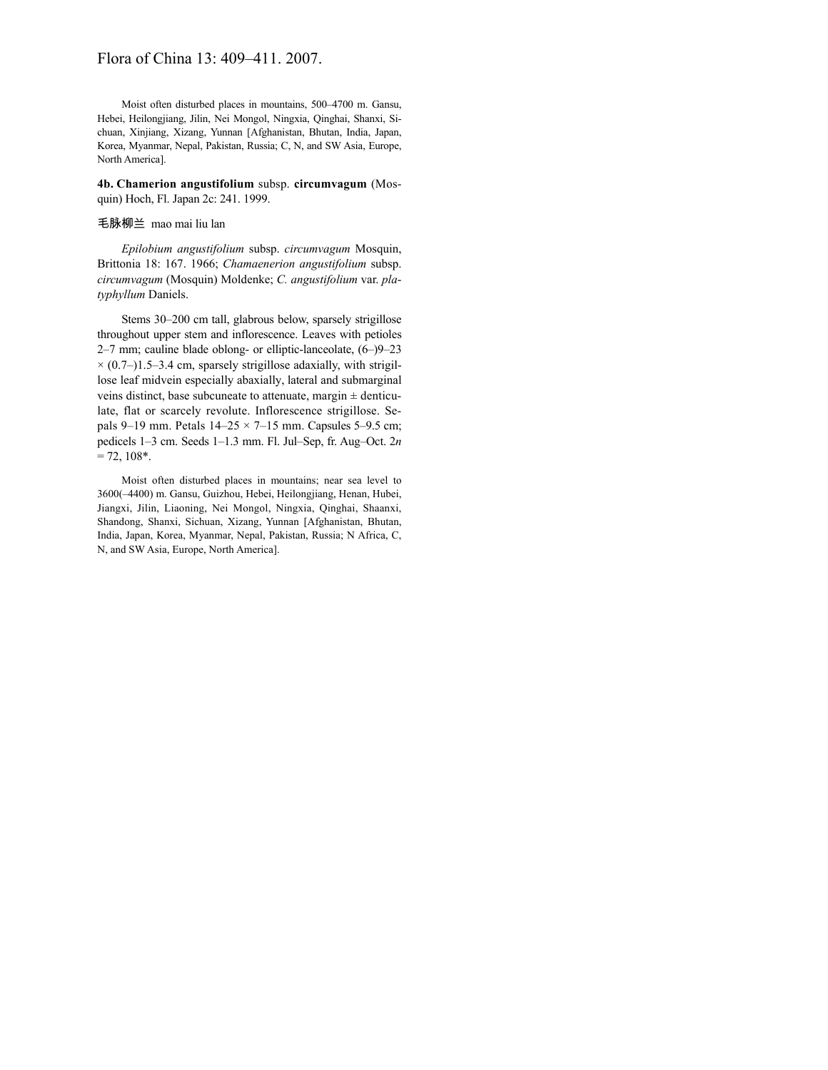Moist often disturbed places in mountains, 500–4700 m. Gansu, Hebei, Heilongjiang, Jilin, Nei Mongol, Ningxia, Qinghai, Shanxi, Sichuan, Xinjiang, Xizang, Yunnan [Afghanistan, Bhutan, India, Japan, Korea, Myanmar, Nepal, Pakistan, Russia; C, N, and SW Asia, Europe, North America].

**4b. Chamerion angustifolium** subsp. **circumvagum** (Mosquin) Hoch, Fl. Japan 2c: 241. 1999.

毛脉柳兰 mao mai liu lan

*Epilobium angustifolium* subsp. *circumvagum* Mosquin, Brittonia 18: 167. 1966; *Chamaenerion angustifolium* subsp. *circumvagum* (Mosquin) Moldenke; *C. angustifolium* var. *platyphyllum* Daniels.

Stems 30–200 cm tall, glabrous below, sparsely strigillose throughout upper stem and inflorescence. Leaves with petioles 2–7 mm; cauline blade oblong- or elliptic-lanceolate, (6–)9–23 × (0.7–)1.5–3.4 cm, sparsely strigillose adaxially, with strigillose leaf midvein especially abaxially, lateral and submarginal veins distinct, base subcuneate to attenuate, margin ± denticulate, flat or scarcely revolute. Inflorescence strigillose. Sepals 9–19 mm. Petals 14–25 × 7–15 mm. Capsules 5–9.5 cm; pedicels 1–3 cm. Seeds 1–1.3 mm. Fl. Jul–Sep, fr. Aug–Oct. $2n$ = 72, 108*.

Moist often disturbed places in mountains; near sea level to 3600(–4400) m. Gansu, Guizhou, Hebei, Heilongjiang, Henan, Hubei, Jiangxi, Jilin, Liaoning, Nei Mongol, Ningxia, Qinghai, Shaanxi, Shandong, Shanxi, Sichuan, Xizang, Yunnan [Afghanistan, Bhutan, India, Japan, Korea, Myanmar, Nepal, Pakistan, Russia; N Africa, C, N, and SW Asia, Europe, North America].